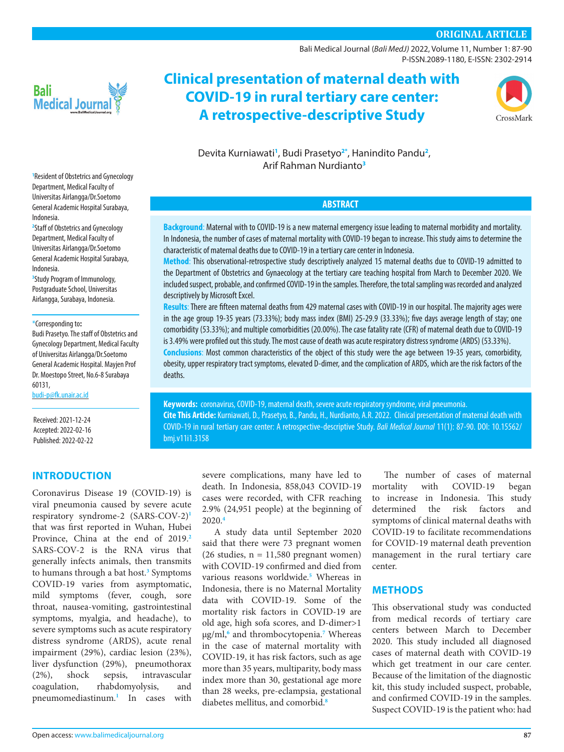ORIGINAL ARTICLE

# Clinical presentation of maternal death with COVID-19 in rural tertiary care center: A retrospective-descriptive Study

Devita Kurniawati[1], Budi Prasetyo[2*], Hanindito Pandu[2], Arif Rahman Nurdianto[3]

[1]Resident of Obstetrics and Gynecology Department, Medical Faculty of Universitas Airlangga/Dr.Soetomo General Academic Hospital Surabaya, Indonesia.

[2]Staff of Obstetrics and Gynecology Department, Medical Faculty of Universitas Airlangga/Dr.Soetomo General Academic Hospital Surabaya, Indonesia.

[3]Study Program of Immunology, Postgraduate School, Universitas Airlangga, Surabaya, Indonesia.

*Corresponding to: Budi Prasetyo. The staff of Obstetrics and Gynecology Department, Medical Faculty of Universitas Airlangga/Dr.Soetomo General Academic Hospital. Mayjen Prof Dr. Moestopo Street, No.6-8 Surabaya 60131, budi-p@fk.unair.ac.id

Received: 2021-12-24
Accepted: 2022-02-16
Published: 2022-02-22

## ABSTRACT

**Background**: Maternal with to COVID-19 is a new maternal emergency issue leading to maternal morbidity and mortality. In Indonesia, the number of cases of maternal mortality with COVID-19 began to increase. This study aims to determine the characteristic of maternal deaths due to COVID-19 in a tertiary care center in Indonesia.

**Method**: This observational-retrospective study descriptively analyzed 15 maternal deaths due to COVID-19 admitted to the Department of Obstetrics and Gynaecology at the tertiary care teaching hospital from March to December 2020. We included suspect, probable, and confirmed COVID-19 in the samples. Therefore, the total sampling was recorded and analyzed descriptively by Microsoft Excel.

**Results**: There are fifteen maternal deaths from 429 maternal cases with COVID-19 in our hospital. The majority ages were in the age group 19-35 years (73.33%); body mass index (BMI) 25-29.9 (33.33%); five days average length of stay; one comorbidity (53.33%); and multiple comorbidities (20.00%). The case fatality rate (CFR) of maternal death due to COVID-19 is 3.49% were profiled out this study. The most cause of death was acute respiratory distress syndrome (ARDS) (53.33%).

**Conclusions**: Most common characteristics of the object of this study were the age between 19-35 years, comorbidity, obesity, upper respiratory tract symptoms, elevated D-dimer, and the complication of ARDS, which are the risk factors of the deaths.

**Keywords:** coronavirus, COVID-19, maternal death, severe acute respiratory syndrome, viral pneumonia.

**Cite This Article:** Kurniawati, D., Prasetyo, B., Pandu, H., Nurdianto, A.R. 2022. Clinical presentation of maternal death with COVID-19 in rural tertiary care center: A retrospective-descriptive Study. *Bali Medical Journal* 11(1): 87-90. DOI: 10.15562/bmj.v11i1.3158

## INTRODUCTION

Coronavirus Disease 19 (COVID-19) is viral pneumonia caused by severe acute respiratory syndrome-2 (SARS-COV-2)[1] that was first reported in Wuhan, Hubei Province, China at the end of 2019.[2] SARS-COV-2 is the RNA virus that generally infects animals, then transmits to humans through a bat host.[3] Symptoms COVID-19 varies from asymptomatic, mild symptoms (fever, cough, sore throat, nausea-vomiting, gastrointestinal symptoms, myalgia, and headache), to severe symptoms such as acute respiratory distress syndrome (ARDS), acute renal impairment (29%), cardiac lesion (23%), liver dysfunction (29%), pneumothorax (2%), shock sepsis, intravascular coagulation, rhabdomyolysis, and pneumomediastinum.[1] In cases with severe complications, many have led to death. In Indonesia, 858,043 COVID-19 cases were recorded, with CFR reaching 2.9% (24,951 people) at the beginning of 2020.[4]

A study data until September 2020 said that there were 73 pregnant women (26 studies, n = 11,580 pregnant women) with COVID-19 confirmed and died from various reasons worldwide.[5] Whereas in Indonesia, there is no Maternal Mortality data with COVID-19. Some of the mortality risk factors in COVID-19 are old age, high sofa scores, and D-dimer>1 μg/ml,[6] and thrombocytopenia.[7] Whereas in the case of maternal mortality with COVID-19, it has risk factors, such as age more than 35 years, multiparity, body mass index more than 30, gestational age more than 28 weeks, pre-eclampsia, gestational diabetes mellitus, and comorbid.[8]

The number of cases of maternal mortality with COVID-19 began to increase in Indonesia. This study determined the risk factors and symptoms of clinical maternal deaths with COVID-19 to facilitate recommendations for COVID-19 maternal death prevention management in the rural tertiary care center.

## METHODS

This observational study was conducted from medical records of tertiary care centers between March to December 2020. This study included all diagnosed cases of maternal death with COVID-19 which get treatment in our care center. Because of the limitation of the diagnostic kit, this study included suspect, probable, and confirmed COVID-19 in the samples. Suspect COVID-19 is the patient who: had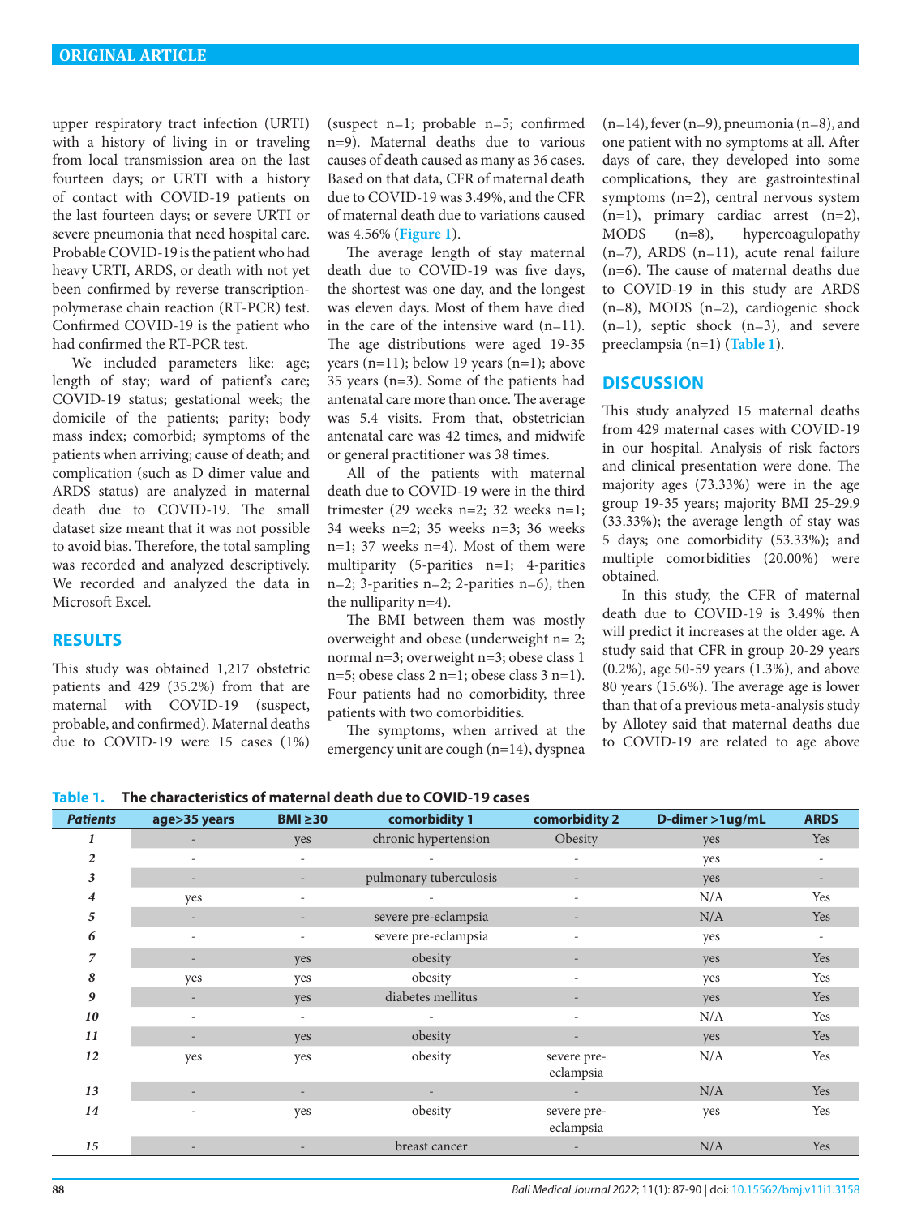upper respiratory tract infection (URTI) with a history of living in or traveling from local transmission area on the last fourteen days; or URTI with a history of contact with COVID-19 patients on the last fourteen days; or severe URTI or severe pneumonia that need hospital care. Probable COVID-19 is the patient who had heavy URTI, ARDS, or death with not yet been confirmed by reverse transcription-polymerase chain reaction (RT-PCR) test. Confirmed COVID-19 is the patient who had confirmed the RT-PCR test.

We included parameters like: age; length of stay; ward of patient's care; COVID-19 status; gestational week; the domicile of the patients; parity; body mass index; comorbid; symptoms of the patients when arriving; cause of death; and complication (such as D dimer value and ARDS status) are analyzed in maternal death due to COVID-19. The small dataset size meant that it was not possible to avoid bias. Therefore, the total sampling was recorded and analyzed descriptively. We recorded and analyzed the data in Microsoft Excel.

## RESULTS

This study was obtained 1,217 obstetric patients and 429 (35.2%) from that are maternal with COVID-19 (suspect, probable, and confirmed). Maternal deaths due to COVID-19 were 15 cases (1%) (suspect n=1; probable n=5; confirmed n=9). Maternal deaths due to various causes of death caused as many as 36 cases. Based on that data, CFR of maternal death due to COVID-19 was 3.49%, and the CFR of maternal death due to variations caused was 4.56% (**Figure 1**).

The average length of stay maternal death due to COVID-19 was five days, the shortest was one day, and the longest was eleven days. Most of them have died in the care of the intensive ward (n=11). The age distributions were aged 19-35 years (n=11); below 19 years (n=1); above 35 years (n=3). Some of the patients had antenatal care more than once. The average was 5.4 visits. From that, obstetrician antenatal care was 42 times, and midwife or general practitioner was 38 times.

All of the patients with maternal death due to COVID-19 were in the third trimester (29 weeks n=2; 32 weeks n=1; 34 weeks n=2; 35 weeks n=3; 36 weeks n=1; 37 weeks n=4). Most of them were multiparity (5-parities n=1; 4-parities n=2; 3-parities n=2; 2-parities n=6), then the nulliparity n=4).

The BMI between them was mostly overweight and obese (underweight n= 2; normal n=3; overweight n=3; obese class 1 n=5; obese class 2 n=1; obese class 3 n=1). Four patients had no comorbidity, three patients with two comorbidities.

The symptoms, when arrived at the emergency unit are cough (n=14), dyspnea (n=14), fever (n=9), pneumonia (n=8), and one patient with no symptoms at all. After days of care, they developed into some complications, they are gastrointestinal symptoms (n=2), central nervous system (n=1), primary cardiac arrest (n=2), MODS (n=8), hypercoagulopathy (n=7), ARDS (n=11), acute renal failure (n=6). The cause of maternal deaths due to COVID-19 in this study are ARDS (n=8), MODS (n=2), cardiogenic shock (n=1), septic shock (n=3), and severe preeclampsia (n=1) (**Table 1**).

## DISCUSSION

This study analyzed 15 maternal deaths from 429 maternal cases with COVID-19 in our hospital. Analysis of risk factors and clinical presentation were done. The majority ages (73.33%) were in the age group 19-35 years; majority BMI 25-29.9 (33.33%); the average length of stay was 5 days; one comorbidity (53.33%); and multiple comorbidities (20.00%) were obtained.

In this study, the CFR of maternal death due to COVID-19 is 3.49% then will predict it increases at the older age. A study said that CFR in group 20-29 years (0.2%), age 50-59 years (1.3%), and above 80 years (15.6%). The average age is lower than that of a previous meta-analysis study by Allotey said that maternal deaths due to COVID-19 are related to age above

**Table 1. The characteristics of maternal death due to COVID-19 cases**

| *Patients* | age>35 years | BMI ≥30 | comorbidity 1 | comorbidity 2 | D-dimer >1ug/mL | ARDS |
|---|---|---|---|---|---|---|
| *1* | - | yes | chronic hypertension | Obesity | yes | Yes |
| *2* | - | - | - | - | yes | - |
| *3* | - | - | pulmonary tuberculosis | - | yes | - |
| *4* | yes | - | - | - | N/A | Yes |
| *5* | - | - | severe pre-eclampsia | - | N/A | Yes |
| *6* | - | - | severe pre-eclampsia | - | yes | - |
| *7* | - | yes | obesity | - | yes | Yes |
| *8* | yes | yes | obesity | - | yes | Yes |
| *9* | - | yes | diabetes mellitus | - | yes | Yes |
| *10* | - | - | - | - | N/A | Yes |
| *11* | - | yes | obesity | - | yes | Yes |
| *12* | yes | yes | obesity | severe pre-eclampsia | N/A | Yes |
| *13* | - | - | - | - | N/A | Yes |
| *14* | - | yes | obesity | severe pre-eclampsia | yes | Yes |
| *15* | - | - | breast cancer | - | N/A | Yes |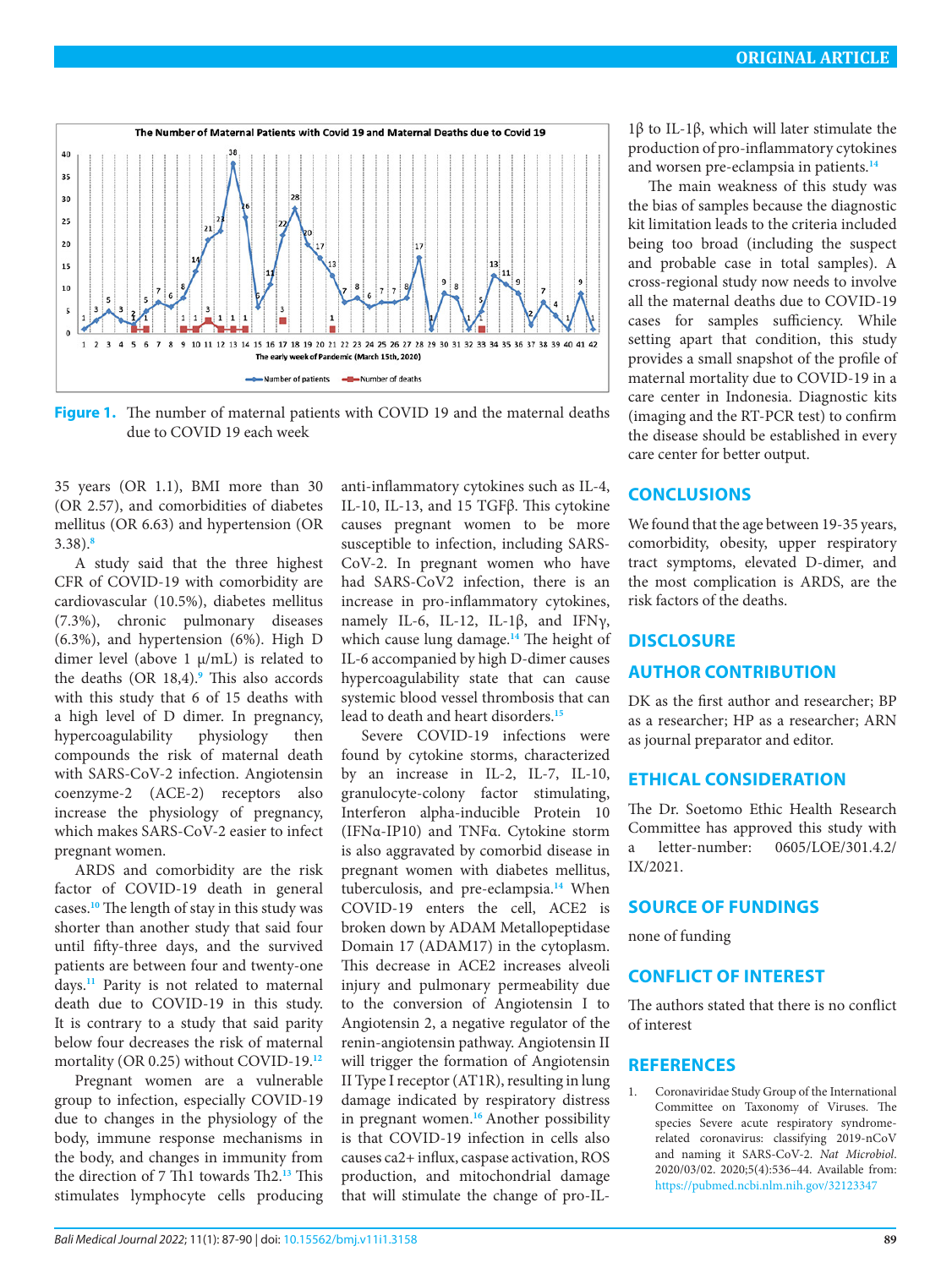**Figure 1.** The number of maternal patients with COVID 19 and the maternal deaths due to COVID 19 each week

35 years (OR 1.1), BMI more than 30 (OR 2.57), and comorbidities of diabetes mellitus (OR 6.63) and hypertension (OR 3.38).[8]

A study said that the three highest CFR of COVID-19 with comorbidity are cardiovascular (10.5%), diabetes mellitus (7.3%), chronic pulmonary diseases (6.3%), and hypertension (6%). High D dimer level (above 1 µ/mL) is related to the deaths (OR 18,4).[9] This also accords with this study that 6 of 15 deaths with a high level of D dimer. In pregnancy, hypercoagulability physiology then compounds the risk of maternal death with SARS-CoV-2 infection. Angiotensin coenzyme-2 (ACE-2) receptors also increase the physiology of pregnancy, which makes SARS-CoV-2 easier to infect pregnant women.

ARDS and comorbidity are the risk factor of COVID-19 death in general cases.[10] The length of stay in this study was shorter than another study that said four until fifty-three days, and the survived patients are between four and twenty-one days.[11] Parity is not related to maternal death due to COVID-19 in this study. It is contrary to a study that said parity below four decreases the risk of maternal mortality (OR 0.25) without COVID-19.[12]

Pregnant women are a vulnerable group to infection, especially COVID-19 due to changes in the physiology of the body, immune response mechanisms in the body, and changes in immunity from the direction of 7 Th1 towards Th2.[13] This stimulates lymphocyte cells producing anti-inflammatory cytokines such as IL-4, IL-10, IL-13, and 15 TGFβ. This cytokine causes pregnant women to be more susceptible to infection, including SARS-CoV-2. In pregnant women who have had SARS-CoV2 infection, there is an increase in pro-inflammatory cytokines, namely IL-6, IL-12, IL-1β, and IFNγ, which cause lung damage.[14] The height of IL-6 accompanied by high D-dimer causes hypercoagulability state that can cause systemic blood vessel thrombosis that can lead to death and heart disorders.[15]

Severe COVID-19 infections were found by cytokine storms, characterized by an increase in IL-2, IL-7, IL-10, granulocyte-colony factor stimulating, Interferon alpha-inducible Protein 10 (IFNα-IP10) and TNFα. Cytokine storm is also aggravated by comorbid disease in pregnant women with diabetes mellitus, tuberculosis, and pre-eclampsia.[14] When COVID-19 enters the cell, ACE2 is broken down by ADAM Metallopeptidase Domain 17 (ADAM17) in the cytoplasm. This decrease in ACE2 increases alveoli injury and pulmonary permeability due to the conversion of Angiotensin I to Angiotensin 2, a negative regulator of the renin-angiotensin pathway. Angiotensin II will trigger the formation of Angiotensin II Type I receptor (AT1R), resulting in lung damage indicated by respiratory distress in pregnant women.[16] Another possibility is that COVID-19 infection in cells also causes ca2+ influx, caspase activation, ROS production, and mitochondrial damage that will stimulate the change of pro-IL-1β to IL-1β, which will later stimulate the production of pro-inflammatory cytokines and worsen pre-eclampsia in patients.[14]

The main weakness of this study was the bias of samples because the diagnostic kit limitation leads to the criteria included being too broad (including the suspect and probable case in total samples). A cross-regional study now needs to involve all the maternal deaths due to COVID-19 cases for samples sufficiency. While setting apart that condition, this study provides a small snapshot of the profile of maternal mortality due to COVID-19 in a care center in Indonesia. Diagnostic kits (imaging and the RT-PCR test) to confirm the disease should be established in every care center for better output.

## CONCLUSIONS

We found that the age between 19-35 years, comorbidity, obesity, upper respiratory tract symptoms, elevated D-dimer, and the most complication is ARDS, are the risk factors of the deaths.

## DISCLOSURE

## AUTHOR CONTRIBUTION

DK as the first author and researcher; BP as a researcher; HP as a researcher; ARN as journal preparator and editor.

## ETHICAL CONSIDERATION

The Dr. Soetomo Ethic Health Research Committee has approved this study with a letter-number: 0605/LOE/301.4.2/IX/2021.

## SOURCE OF FUNDINGS

none of funding

## CONFLICT OF INTEREST

The authors stated that there is no conflict of interest

## REFERENCES

1. Coronaviridae Study Group of the International Committee on Taxonomy of Viruses. The species Severe acute respiratory syndrome-related coronavirus: classifying 2019-nCoV and naming it SARS-CoV-2. *Nat Microbiol*. 2020/03/02. 2020;5(4):536–44. Available from: https://pubmed.ncbi.nlm.nih.gov/32123347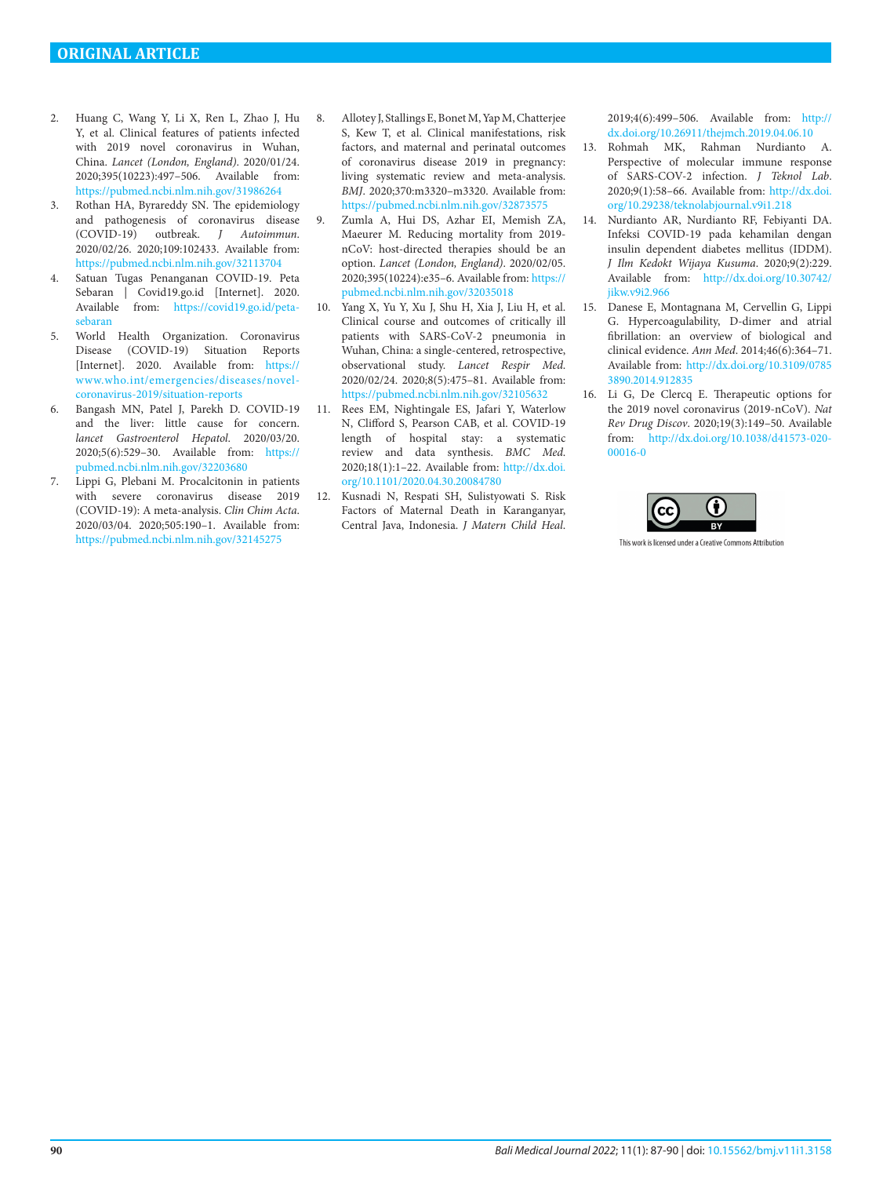2. Huang C, Wang Y, Li X, Ren L, Zhao J, Hu Y, et al. Clinical features of patients infected with 2019 novel coronavirus in Wuhan, China. *Lancet (London, England)*. 2020/01/24. 2020;395(10223):497–506. Available from: https://pubmed.ncbi.nlm.nih.gov/31986264
3. Rothan HA, Byrareddy SN. The epidemiology and pathogenesis of coronavirus disease (COVID-19) outbreak. *J Autoimmun*. 2020/02/26. 2020;109:102433. Available from: https://pubmed.ncbi.nlm.nih.gov/32113704
4. Satuan Tugas Penanganan COVID-19. Peta Sebaran | Covid19.go.id [Internet]. 2020. Available from: https://covid19.go.id/peta-sebaran
5. World Health Organization. Coronavirus Disease (COVID-19) Situation Reports [Internet]. 2020. Available from: https://www.who.int/emergencies/diseases/novel-coronavirus-2019/situation-reports
6. Bangash MN, Patel J, Parekh D. COVID-19 and the liver: little cause for concern. *lancet Gastroenterol Hepatol*. 2020/03/20. 2020;5(6):529–30. Available from: https://pubmed.ncbi.nlm.nih.gov/32203680
7. Lippi G, Plebani M. Procalcitonin in patients with severe coronavirus disease 2019 (COVID-19): A meta-analysis. *Clin Chim Acta*. 2020/03/04. 2020;505:190–1. Available from: https://pubmed.ncbi.nlm.nih.gov/32145275
8. Allotey J, Stallings E, Bonet M, Yap M, Chatterjee S, Kew T, et al. Clinical manifestations, risk factors, and maternal and perinatal outcomes of coronavirus disease 2019 in pregnancy: living systematic review and meta-analysis. *BMJ*. 2020;370:m3320–m3320. Available from: https://pubmed.ncbi.nlm.nih.gov/32873575
9. Zumla A, Hui DS, Azhar EI, Memish ZA, Maeurer M. Reducing mortality from 2019-nCoV: host-directed therapies should be an option. *Lancet (London, England)*. 2020/02/05. 2020;395(10224):e35–6. Available from: https://pubmed.ncbi.nlm.nih.gov/32035018
10. Yang X, Yu Y, Xu J, Shu H, Xia J, Liu H, et al. Clinical course and outcomes of critically ill patients with SARS-CoV-2 pneumonia in Wuhan, China: a single-centered, retrospective, observational study. *Lancet Respir Med*. 2020/02/24. 2020;8(5):475–81. Available from: https://pubmed.ncbi.nlm.nih.gov/32105632
11. Rees EM, Nightingale ES, Jafari Y, Waterlow N, Clifford S, Pearson CAB, et al. COVID-19 length of hospital stay: a systematic review and data synthesis. *BMC Med*. 2020;18(1):1–22. Available from: http://dx.doi.org/10.1101/2020.04.30.20084780
12. Kusnadi N, Respati SH, Sulistyowati S. Risk Factors of Maternal Death in Karanganyar, Central Java, Indonesia. *J Matern Child Heal*. 2019;4(6):499–506. Available from: http://dx.doi.org/10.26911/thejmch.2019.04.06.10
13. Rohmah MK, Rahman Nurdianto A. Perspective of molecular immune response of SARS-COV-2 infection. *J Teknol Lab*. 2020;9(1):58–66. Available from: http://dx.doi.org/10.29238/teknolabjournal.v9i1.218
14. Nurdianto AR, Nurdianto RF, Febiyanti DA. Infeksi COVID-19 pada kehamilan dengan insulin dependent diabetes mellitus (IDDM). *J Ilm Kedokt Wijaya Kusuma*. 2020;9(2):229. Available from: http://dx.doi.org/10.30742/jikw.v9i2.966
15. Danese E, Montagnana M, Cervellin G, Lippi G. Hypercoagulability, D-dimer and atrial fibrillation: an overview of biological and clinical evidence. *Ann Med*. 2014;46(6):364–71. Available from: http://dx.doi.org/10.3109/07853890.2014.912835
16. Li G, De Clercq E. Therapeutic options for the 2019 novel coronavirus (2019-nCoV). *Nat Rev Drug Discov*. 2020;19(3):149–50. Available from: http://dx.doi.org/10.1038/d41573-020-00016-0

This work is licensed under a Creative Commons Attribution